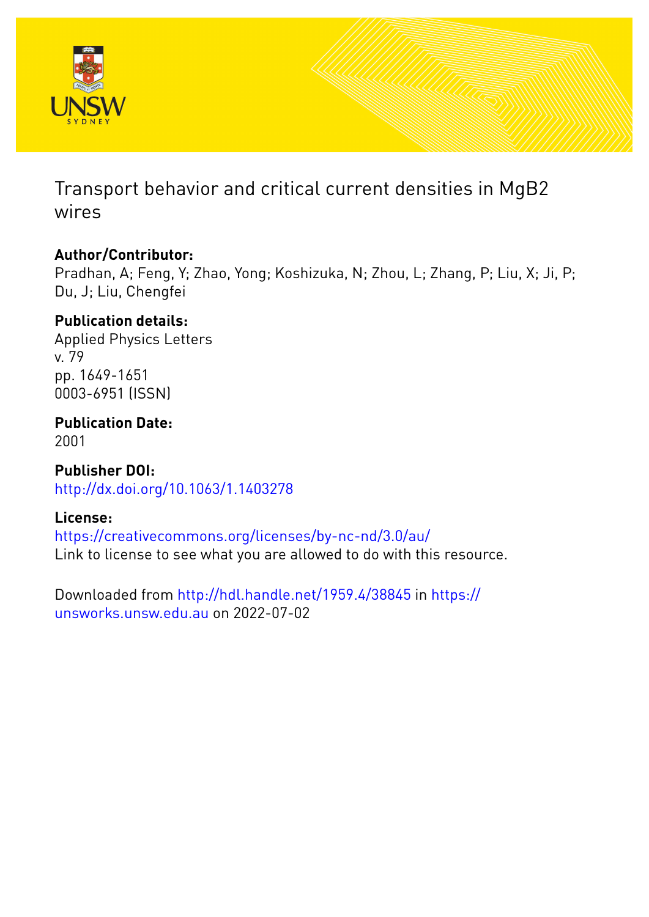# Transport behavior and critical current densities in MgB2 wires

## Author/Contributor:

Pradhan, A; Feng, Y; Zhao, Yong; Koshizuka, N; Zhou, L; Zhang, P; Liu, X; Ji, P; Du, J; Liu, Chengfei

## Publication details:

Applied Physics Letters
v. 79
pp. 1649-1651
0003-6951 (ISSN)

## Publication Date:

2001

## Publisher DOI:

http://dx.doi.org/10.1063/1.1403278

## License:

https://creativecommons.org/licenses/by-nc-nd/3.0/au/
Link to license to see what you are allowed to do with this resource.

Downloaded from http://hdl.handle.net/1959.4/38845 in https://unsworks.unsw.edu.au on 2022-07-02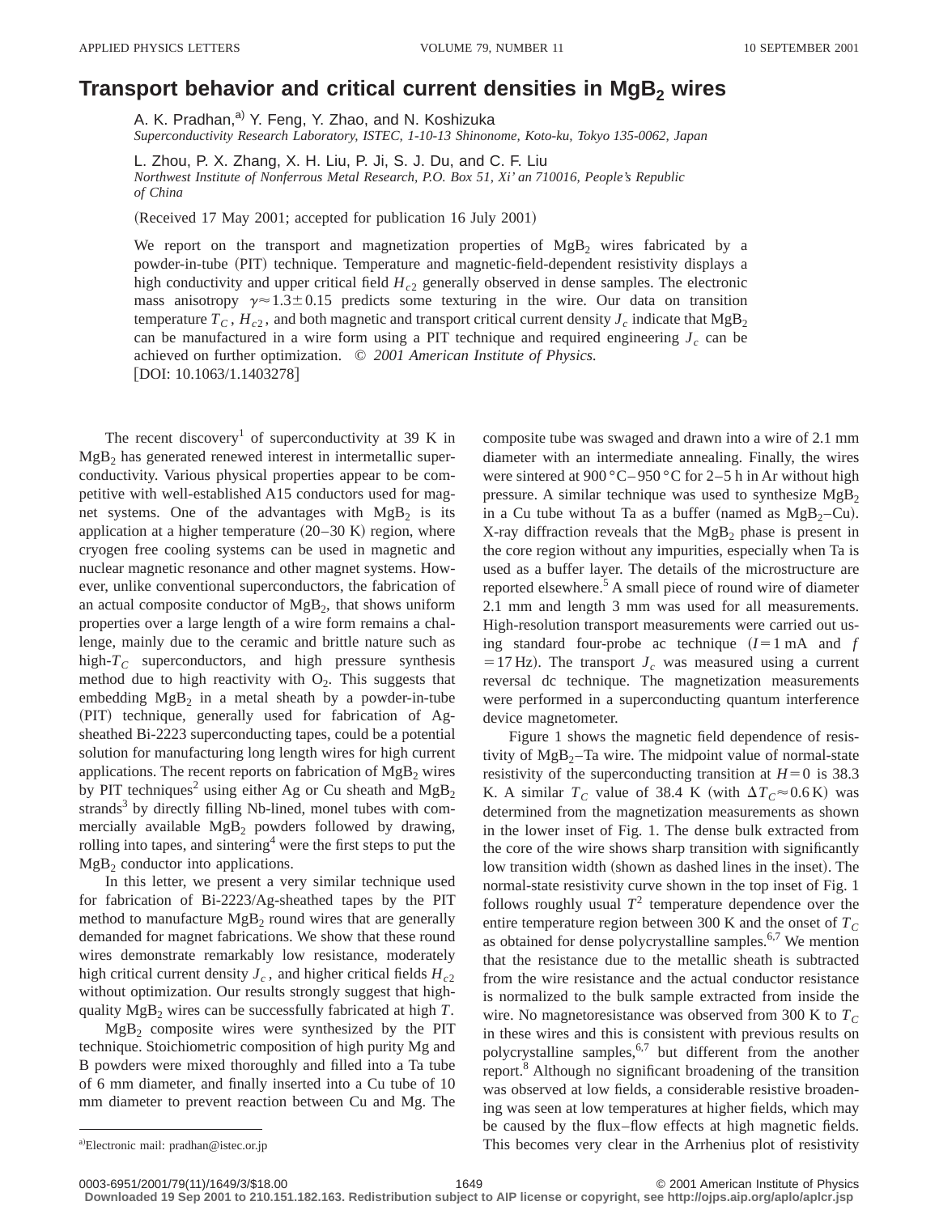# Transport behavior and critical current densities in $MgB_2$ wires

A. K. Pradhan,[a] Y. Feng, Y. Zhao, and N. Koshizuka
*Superconductivity Research Laboratory, ISTEC, 1-10-13 Shinonome, Koto-ku, Tokyo 135-0062, Japan*

L. Zhou, P. X. Zhang, X. H. Liu, P. Ji, S. J. Du, and C. F. Liu
*Northwest Institute of Nonferrous Metal Research, P.O. Box 51, Xi' an 710016, People's Republic of China*

(Received 17 May 2001; accepted for publication 16 July 2001)

We report on the transport and magnetization properties of $MgB_2$ wires fabricated by a powder-in-tube (PIT) technique. Temperature and magnetic-field-dependent resistivity displays a high conductivity and upper critical field $H_{c2}$ generally observed in dense samples. The electronic mass anisotropy $\gamma \approx 1.3 \pm 0.15$ predicts some texturing in the wire. Our data on transition temperature $T_C$, $H_{c2}$, and both magnetic and transport critical current density $J_c$ indicate that $MgB_2$ can be manufactured in a wire form using a PIT technique and required engineering $J_c$ can be achieved on further optimization. © *2001 American Institute of Physics.* [DOI: 10.1063/1.1403278]

The recent discovery[1] of superconductivity at 39 K in $MgB_2$ has generated renewed interest in intermetallic superconductivity. Various physical properties appear to be competitive with well-established A15 conductors used for magnet systems. One of the advantages with $MgB_2$ is its application at a higher temperature (20–30 K) region, where cryogen free cooling systems can be used in magnetic and nuclear magnetic resonance and other magnet systems. However, unlike conventional superconductors, the fabrication of an actual composite conductor of $MgB_2$, that shows uniform properties over a large length of a wire form remains a challenge, mainly due to the ceramic and brittle nature such as high-$T_C$ superconductors, and high pressure synthesis method due to high reactivity with $O_2$. This suggests that embedding $MgB_2$ in a metal sheath by a powder-in-tube (PIT) technique, generally used for fabrication of Ag-sheathed Bi-2223 superconducting tapes, could be a potential solution for manufacturing long length wires for high current applications. The recent reports on fabrication of $MgB_2$ wires by PIT techniques[2] using either Ag or Cu sheath and $MgB_2$ strands[3] by directly filling Nb-lined, monel tubes with commercially available $MgB_2$ powders followed by drawing, rolling into tapes, and sintering[4] were the first steps to put the $MgB_2$ conductor into applications.

In this letter, we present a very similar technique used for fabrication of Bi-2223/Ag-sheathed tapes by the PIT method to manufacture $MgB_2$ round wires that are generally demanded for magnet fabrications. We show that these round wires demonstrate remarkably low resistance, moderately high critical current density $J_c$, and higher critical fields $H_{c2}$ without optimization. Our results strongly suggest that high-quality $MgB_2$ wires can be successfully fabricated at high $T$.

$MgB_2$ composite wires were synthesized by the PIT technique. Stoichiometric composition of high purity Mg and B powders were mixed thoroughly and filled into a Ta tube of 6 mm diameter, and finally inserted into a Cu tube of 10 mm diameter to prevent reaction between Cu and Mg. The composite tube was swaged and drawn into a wire of 2.1 mm diameter with an intermediate annealing. Finally, the wires were sintered at 900 °C–950 °C for 2–5 h in Ar without high pressure. A similar technique was used to synthesize $MgB_2$ in a Cu tube without Ta as a buffer (named as $MgB_2$–Cu). X-ray diffraction reveals that the $MgB_2$ phase is present in the core region without any impurities, especially when Ta is used as a buffer layer. The details of the microstructure are reported elsewhere.[5] A small piece of round wire of diameter 2.1 mm and length 3 mm was used for all measurements. High-resolution transport measurements were carried out using standard four-probe ac technique ($I = 1$ mA and $f = 17$ Hz). The transport $J_c$ was measured using a current reversal dc technique. The magnetization measurements were performed in a superconducting quantum interference device magnetometer.

Figure 1 shows the magnetic field dependence of resistivity of $MgB_2$–Ta wire. The midpoint value of normal-state resistivity of the superconducting transition at $H = 0$ is 38.3 K. A similar $T_C$ value of 38.4 K (with $\Delta T_C \approx 0.6$ K) was determined from the magnetization measurements as shown in the lower inset of Fig. 1. The dense bulk extracted from the core of the wire shows sharp transition with significantly low transition width (shown as dashed lines in the inset). The normal-state resistivity curve shown in the top inset of Fig. 1 follows roughly usual $T^2$ temperature dependence over the entire temperature region between 300 K and the onset of $T_C$ as obtained for dense polycrystalline samples.[6,7] We mention that the resistance due to the metallic sheath is subtracted from the wire resistance and the actual conductor resistance is normalized to the bulk sample extracted from inside the wire. No magnetoresistance was observed from 300 K to $T_C$ in these wires and this is consistent with previous results on polycrystalline samples,[6,7] but different from the another report.[8] Although no significant broadening of the transition was observed at low fields, a considerable resistive broadening was seen at low temperatures at higher fields, which may be caused by the flux–flow effects at high magnetic fields. This becomes very clear in the Arrhenius plot of resistivity

[a]Electronic mail: pradhan@istec.or.jp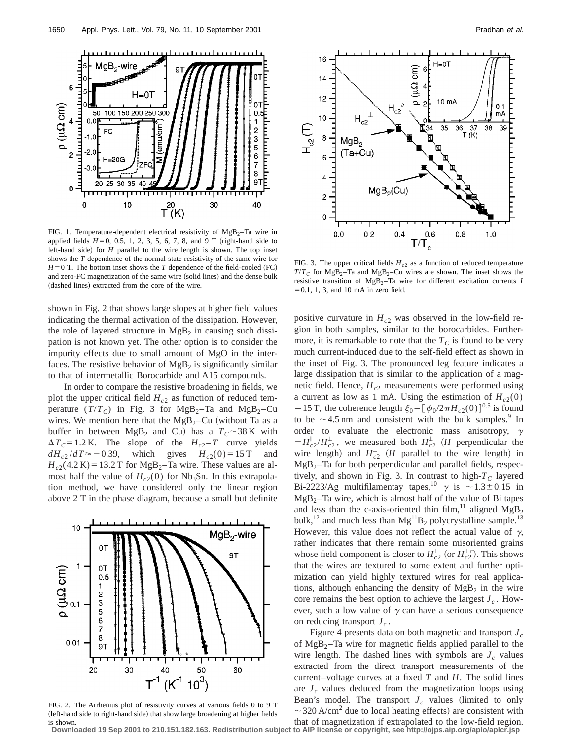FIG. 1. Temperature-dependent electrical resistivity of $MgB_2$–Ta wire in applied fields $H=0$, 0.5, 1, 2, 3, 5, 6, 7, 8, and 9 T (right-hand side to left-hand side) for $H$ parallel to the wire length is shown. The top inset shows the $T$ dependence of the normal-state resistivity of the same wire for $H=0$ T. The bottom inset shows the $T$ dependence of the field-cooled (FC) and zero-FC magnetization of the same wire (solid lines) and the dense bulk (dashed lines) extracted from the core of the wire.

shown in Fig. 2 that shows large slopes at higher field values indicating the thermal activation of the dissipation. However, the role of layered structure in $MgB_2$ in causing such dissipation is not known yet. The other option is to consider the impurity effects due to small amount of MgO in the interfaces. The resistive behavior of $MgB_2$ is significantly similar to that of intermetallic Borocarbide and A15 compounds.

In order to compare the resistive broadening in fields, we plot the upper critical field $H_{c2}$ as function of reduced temperature $(T/T_C)$ in Fig. 3 for $MgB_2$–Ta and $MgB_2$–Cu wires. We mention here that the $MgB_2$–Cu (without Ta as a buffer in between $MgB_2$ and Cu) has a $T_C \sim 38$ K with $\Delta T_C = 1.2$ K. The slope of the $H_{c2}-T$ curve yields $dH_{c2}/dT \approx -0.39$, which gives $H_{c2}(0) = 15$ T and $H_{c2}(4.2\text{ K}) = 13.2$ T for $MgB_2$–Ta wire. These values are almost half the value of $H_{c2}(0)$ for $Nb_3Sn$. In this extrapolation method, we have considered only the linear region above 2 T in the phase diagram, because a small but definite positive curvature in $H_{c2}$ was observed in the low-field region in both samples, similar to the borocarbides. Furthermore, it is remarkable to note that the $T_C$ is found to be very much current-induced due to the self-field effect as shown in the inset of Fig. 3. The pronounced leg feature indicates a large dissipation that is similar to the application of a magnetic field. Hence, $H_{c2}$ measurements were performed using a current as low as 1 mA. Using the estimation of $H_{c2}(0) = 15$ T, the coherence length $\xi_0 = [\phi_0/2\pi H_{c2}(0)]^{0.5}$ is found to be $\sim 4.5$ nm and consistent with the bulk samples.[9] In order to evaluate the electronic mass anisotropy, $\gamma = H_{c2}^{\parallel}/H_{c2}^{\perp}$, we measured both $H_{c2}^{\perp}$ ($H$ perpendicular the wire length) and $H_{c2}^{\perp}$ ($H$ parallel to the wire length) in $MgB_2$–Ta for both perpendicular and parallel fields, respectively, and shown in Fig. 3. In contrast to high-$T_C$ layered Bi-2223/Ag multifilamentay tapes,[10] $\gamma$ is $\sim 1.3 \pm 0.15$ in $MgB_2$–Ta wire, which is almost half of the value of Bi tapes and less than the c-axis-oriented thin film,[11] aligned $MgB_2$ bulk,[12] and much less than $Mg^{11}B_2$ polycrystalline sample.[13] However, this value does not reflect the actual value of $\gamma$, rather indicates that there remain some misoriented grains whose field component is closer to $H_{c2}^{\perp}$ (or $H_{c2}^{\perp c}$). This shows that the wires are textured to some extent and further optimization can yield highly textured wires for real applications, although enhancing the density of $MgB_2$ in the wire core remains the best option to achieve the largest $J_c$. However, such a low value of $\gamma$ can have a serious consequence on reducing transport $J_c$.

FIG. 2. The Arrhenius plot of resistivity curves at various fields 0 to 9 T (left-hand side to right-hand side) that show large broadening at higher fields is shown.

FIG. 3. The upper critical fields $H_{c2}$ as a function of reduced temperature $T/T_C$ for $MgB_2$–Ta and $MgB_2$–Cu wires are shown. The inset shows the resistive transition of $MgB_2$–Ta wire for different excitation currents $I = 0.1$, 1, 3, and 10 mA in zero field.

Figure 4 presents data on both magnetic and transport $J_c$ of $MgB_2$–Ta wire for magnetic fields applied parallel to the wire length. The dashed lines with symbols are $J_c$ values extracted from the direct transport measurements of the current–voltage curves at a fixed $T$ and $H$. The solid lines are $J_c$ values deduced from the magnetization loops using Bean's model. The transport $J_c$ values (limited to only $\sim 320$ A/cm$^2$ due to local heating effects) are consistent with that of magnetization if extrapolated to the low-field region.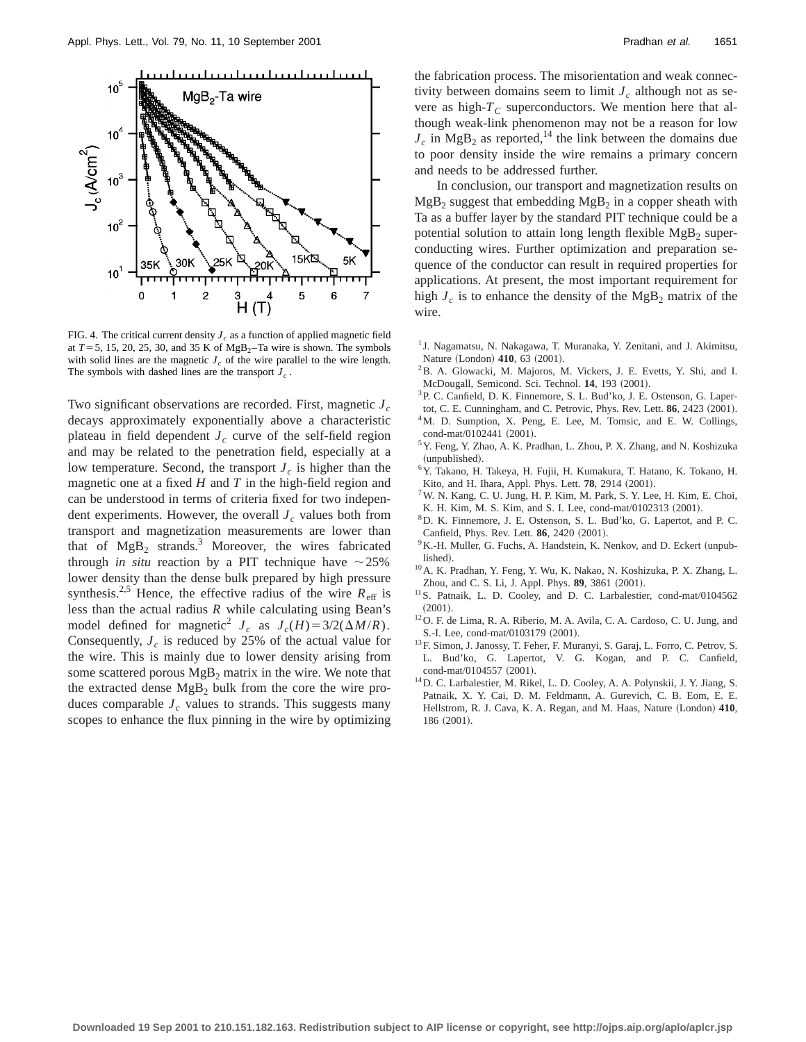MgB$_2$-Ta wire

$J_c$ (A/cm$^2$)

H (T)

35K 30K 25K 20K 15K 5K

FIG. 4. The critical current density $J_c$ as a function of applied magnetic field at $T=5$, 15, 20, 25, 30, and 35 K of $MgB_2$–Ta wire is shown. The symbols with solid lines are the magnetic $J_c$ of the wire parallel to the wire length. The symbols with dashed lines are the transport $J_c$.

Two significant observations are recorded. First, magnetic $J_c$ decays approximately exponentially above a characteristic plateau in field dependent $J_c$ curve of the self-field region and may be related to the penetration field, especially at a low temperature. Second, the transport $J_c$ is higher than the magnetic one at a fixed $H$ and $T$ in the high-field region and can be understood in terms of criteria fixed for two independent experiments. However, the overall $J_c$ values both from transport and magnetization measurements are lower than that of $MgB_2$ strands.[3] Moreover, the wires fabricated through *in situ* reaction by a PIT technique have $\sim$25% lower density than the dense bulk prepared by high pressure synthesis.[2,5] Hence, the effective radius of the wire $R_{\text{eff}}$ is less than the actual radius $R$ while calculating using Bean's model defined for magnetic[2] $J_c$ as $J_c(H)=3/2(\Delta M/R)$. Consequently, $J_c$ is reduced by 25% of the actual value for the wire. This is mainly due to lower density arising from some scattered porous $MgB_2$ matrix in the wire. We note that the extracted dense $MgB_2$ bulk from the core the wire produces comparable $J_c$ values to strands. This suggests many scopes to enhance the flux pinning in the wire by optimizing the fabrication process. The misorientation and weak connectivity between domains seem to limit $J_c$ although not as severe as high-$T_C$ superconductors. We mention here that although weak-link phenomenon may not be a reason for low $J_c$ in $MgB_2$ as reported,[14] the link between the domains due to poor density inside the wire remains a primary concern and needs to be addressed further.

In conclusion, our transport and magnetization results on $MgB_2$ suggest that embedding $MgB_2$ in a copper sheath with Ta as a buffer layer by the standard PIT technique could be a potential solution to attain long length flexible $MgB_2$ superconducting wires. Further optimization and preparation sequence of the conductor can result in required properties for applications. At present, the most important requirement for high $J_c$ is to enhance the density of the $MgB_2$ matrix of the wire.

[1] J. Nagamatsu, N. Nakagawa, T. Muranaka, Y. Zenitani, and J. Akimitsu, Nature (London) **410**, 63 (2001).
[2] B. A. Glowacki, M. Majoros, M. Vickers, J. E. Evetts, Y. Shi, and I. McDougall, Semicond. Sci. Technol. **14**, 193 (2001).
[3] P. C. Canfield, D. K. Finnemore, S. L. Bud'ko, J. E. Ostenson, G. Lapertot, C. E. Cunningham, and C. Petrovic, Phys. Rev. Lett. **86**, 2423 (2001).
[4] M. D. Sumption, X. Peng, E. Lee, M. Tomsic, and E. W. Collings, cond-mat/0102441 (2001).
[5] Y. Feng, Y. Zhao, A. K. Pradhan, L. Zhou, P. X. Zhang, and N. Koshizuka (unpublished).
[6] Y. Takano, H. Takeya, H. Fujii, H. Kumakura, T. Hatano, K. Tokano, H. Kito, and H. Ihara, Appl. Phys. Lett. **78**, 2914 (2001).
[7] W. N. Kang, C. U. Jung, H. P. Kim, M. Park, S. Y. Lee, H. Kim, E. Choi, K. H. Kim, M. S. Kim, and S. I. Lee, cond-mat/0102313 (2001).
[8] D. K. Finnemore, J. E. Ostenson, S. L. Bud'ko, G. Lapertot, and P. C. Canfield, Phys. Rev. Lett. **86**, 2420 (2001).
[9] K.-H. Muller, G. Fuchs, A. Handstein, K. Nenkov, and D. Eckert (unpublished).
[10] A. K. Pradhan, Y. Feng, Y. Wu, K. Nakao, N. Koshizuka, P. X. Zhang, L. Zhou, and C. S. Li, J. Appl. Phys. **89**, 3861 (2001).
[11] S. Patnaik, L. D. Cooley, and D. C. Larbalestier, cond-mat/0104562 (2001).
[12] O. F. de Lima, R. A. Riberio, M. A. Avila, C. A. Cardoso, C. U. Jung, and S.-I. Lee, cond-mat/0103179 (2001).
[13] F. Simon, J. Janossy, T. Feher, F. Muranyi, S. Garaj, L. Forro, C. Petrov, S. L. Bud'ko, G. Lapertot, V. G. Kogan, and P. C. Canfield, cond-mat/0104557 (2001).
[14] D. C. Larbalestier, M. Rikel, L. D. Cooley, A. A. Polynskii, J. Y. Jiang, S. Patnaik, X. Y. Cai, D. M. Feldmann, A. Gurevich, C. B. Eom, E. E. Hellstrom, R. J. Cava, K. A. Regan, and M. Haas, Nature (London) **410**, 186 (2001).